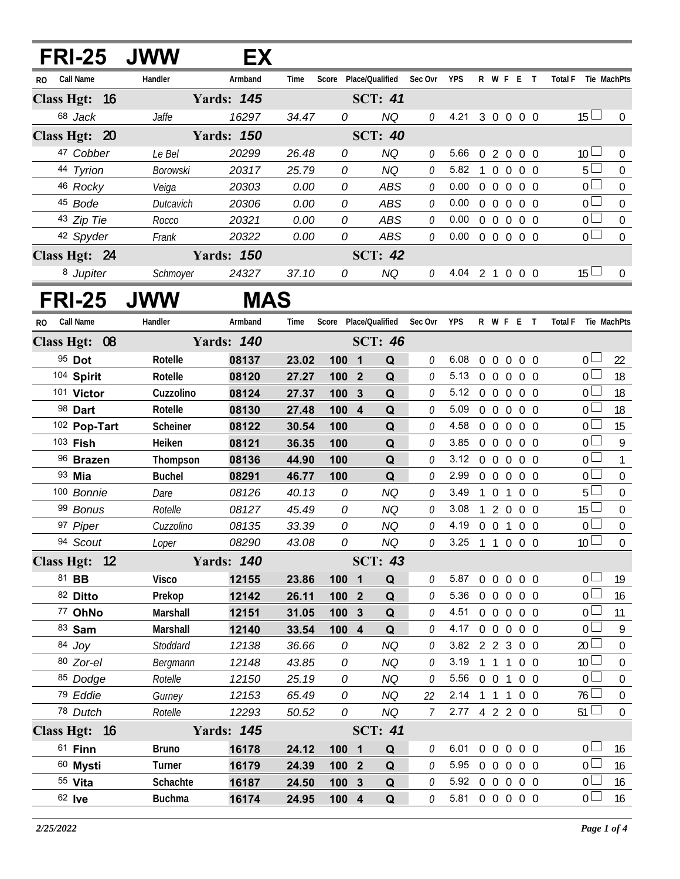## FRI-25 JWW EX

| RO | Call Name | Handler | Armband | Time | Score | Place/Qualified | | Sec Ovr | YPS | R | W | F | E | T | Total F | Tie | MachPts |
|---|---|---|---|---|---|---|---|---|---|---|---|---|---|---|---|---|---|
| **Class Hgt: 16** | | **Yards: 145** | | | | **SCT: 41** | | | | | | | | | | | |
| 68 | Jack | Jaffe | 16297 | 34.47 | 0 | | NQ | 0 | 4.21 | 3 | 0 | 0 | 0 | 0 | 15 | ☐ | 0 |
| **Class Hgt: 20** | | **Yards: 150** | | | | **SCT: 40** | | | | | | | | | | | |
| 47 | Cobber | Le Bel | 20299 | 26.48 | 0 | | NQ | 0 | 5.66 | 0 | 2 | 0 | 0 | 0 | 10 | ☐ | 0 |
| 44 | Tyrion | Borowski | 20317 | 25.79 | 0 | | NQ | 0 | 5.82 | 1 | 0 | 0 | 0 | 0 | 5 | ☐ | 0 |
| 46 | Rocky | Veiga | 20303 | 0.00 | 0 | | ABS | 0 | 0.00 | 0 | 0 | 0 | 0 | 0 | 0 | ☐ | 0 |
| 45 | Bode | Dutcavich | 20306 | 0.00 | 0 | | ABS | 0 | 0.00 | 0 | 0 | 0 | 0 | 0 | 0 | ☐ | 0 |
| 43 | Zip Tie | Rocco | 20321 | 0.00 | 0 | | ABS | 0 | 0.00 | 0 | 0 | 0 | 0 | 0 | 0 | ☐ | 0 |
| 42 | Spyder | Frank | 20322 | 0.00 | 0 | | ABS | 0 | 0.00 | 0 | 0 | 0 | 0 | 0 | 0 | ☐ | 0 |
| **Class Hgt: 24** | | **Yards: 150** | | | | **SCT: 42** | | | | | | | | | | | |
| 8 | Jupiter | Schmoyer | 24327 | 37.10 | 0 | | NQ | 0 | 4.04 | 2 | 1 | 0 | 0 | 0 | 15 | ☐ | 0 |

## FRI-25 JWW MAS

| RO | Call Name | Handler | Armband | Time | Score | Place/Qualified | | Sec Ovr | YPS | R | W | F | E | T | Total F | Tie | MachPts |
|---|---|---|---|---|---|---|---|---|---|---|---|---|---|---|---|---|---|
| **Class Hgt: 08** | | **Yards: 140** | | | | **SCT: 46** | | | | | | | | | | | |
| 95 | **Dot** | **Rotelle** | **08137** | **23.02** | **100** | **1** | **Q** | 0 | 6.08 | 0 | 0 | 0 | 0 | 0 | 0 | ☐ | 22 |
| 104 | **Spirit** | **Rotelle** | **08120** | **27.27** | **100** | **2** | **Q** | 0 | 5.13 | 0 | 0 | 0 | 0 | 0 | 0 | ☐ | 18 |
| 101 | **Victor** | **Cuzzolino** | **08124** | **27.37** | **100** | **3** | **Q** | 0 | 5.12 | 0 | 0 | 0 | 0 | 0 | 0 | ☐ | 18 |
| 98 | **Dart** | **Rotelle** | **08130** | **27.48** | **100** | **4** | **Q** | 0 | 5.09 | 0 | 0 | 0 | 0 | 0 | 0 | ☐ | 18 |
| 102 | **Pop-Tart** | **Scheiner** | **08122** | **30.54** | **100** | | **Q** | 0 | 4.58 | 0 | 0 | 0 | 0 | 0 | 0 | ☐ | 15 |
| 103 | **Fish** | **Heiken** | **08121** | **36.35** | **100** | | **Q** | 0 | 3.85 | 0 | 0 | 0 | 0 | 0 | 0 | ☐ | 9 |
| 96 | **Brazen** | **Thompson** | **08136** | **44.90** | **100** | | **Q** | 0 | 3.12 | 0 | 0 | 0 | 0 | 0 | 0 | ☐ | 1 |
| 93 | **Mia** | **Buchel** | **08291** | **46.77** | **100** | | **Q** | 0 | 2.99 | 0 | 0 | 0 | 0 | 0 | 0 | ☐ | 0 |
| 100 | Bonnie | Dare | 08126 | 40.13 | 0 | | NQ | 0 | 3.49 | 1 | 0 | 1 | 0 | 0 | 5 | ☐ | 0 |
| 99 | Bonus | Rotelle | 08127 | 45.49 | 0 | | NQ | 0 | 3.08 | 1 | 2 | 0 | 0 | 0 | 15 | ☐ | 0 |
| 97 | Piper | Cuzzolino | 08135 | 33.39 | 0 | | NQ | 0 | 4.19 | 0 | 0 | 1 | 0 | 0 | 0 | ☐ | 0 |
| 94 | Scout | Loper | 08290 | 43.08 | 0 | | NQ | 0 | 3.25 | 1 | 1 | 0 | 0 | 0 | 10 | ☐ | 0 |
| **Class Hgt: 12** | | **Yards: 140** | | | | **SCT: 43** | | | | | | | | | | | |
| 81 | **BB** | **Visco** | **12155** | **23.86** | **100** | **1** | **Q** | 0 | 5.87 | 0 | 0 | 0 | 0 | 0 | 0 | ☐ | 19 |
| 82 | **Ditto** | **Prekop** | **12142** | **26.11** | **100** | **2** | **Q** | 0 | 5.36 | 0 | 0 | 0 | 0 | 0 | 0 | ☐ | 16 |
| 77 | **OhNo** | **Marshall** | **12151** | **31.05** | **100** | **3** | **Q** | 0 | 4.51 | 0 | 0 | 0 | 0 | 0 | 0 | ☐ | 11 |
| 83 | **Sam** | **Marshall** | **12140** | **33.54** | **100** | **4** | **Q** | 0 | 4.17 | 0 | 0 | 0 | 0 | 0 | 0 | ☐ | 9 |
| 84 | Joy | Stoddard | 12138 | 36.66 | 0 | | NQ | 0 | 3.82 | 2 | 2 | 3 | 0 | 0 | 20 | ☐ | 0 |
| 80 | Zor-el | Bergmann | 12148 | 43.85 | 0 | | NQ | 0 | 3.19 | 1 | 1 | 1 | 0 | 0 | 10 | ☐ | 0 |
| 85 | Dodge | Rotelle | 12150 | 25.19 | 0 | | NQ | 0 | 5.56 | 0 | 0 | 1 | 0 | 0 | 0 | ☐ | 0 |
| 79 | Eddie | Gurney | 12153 | 65.49 | 0 | | NQ | 22 | 2.14 | 1 | 1 | 1 | 0 | 0 | 76 | ☐ | 0 |
| 78 | Dutch | Rotelle | 12293 | 50.52 | 0 | | NQ | 7 | 2.77 | 4 | 2 | 2 | 0 | 0 | 51 | ☐ | 0 |
| **Class Hgt: 16** | | **Yards: 145** | | | | **SCT: 41** | | | | | | | | | | | |
| 61 | **Finn** | **Bruno** | **16178** | **24.12** | **100** | **1** | **Q** | 0 | 6.01 | 0 | 0 | 0 | 0 | 0 | 0 | ☐ | 16 |
| 60 | **Mysti** | **Turner** | **16179** | **24.39** | **100** | **2** | **Q** | 0 | 5.95 | 0 | 0 | 0 | 0 | 0 | 0 | ☐ | 16 |
| 55 | **Vita** | **Schachte** | **16187** | **24.50** | **100** | **3** | **Q** | 0 | 5.92 | 0 | 0 | 0 | 0 | 0 | 0 | ☐ | 16 |
| 62 | **Ive** | **Buchma** | **16174** | **24.95** | **100** | **4** | **Q** | 0 | 5.81 | 0 | 0 | 0 | 0 | 0 | 0 | ☐ | 16 |

*2/25/2022*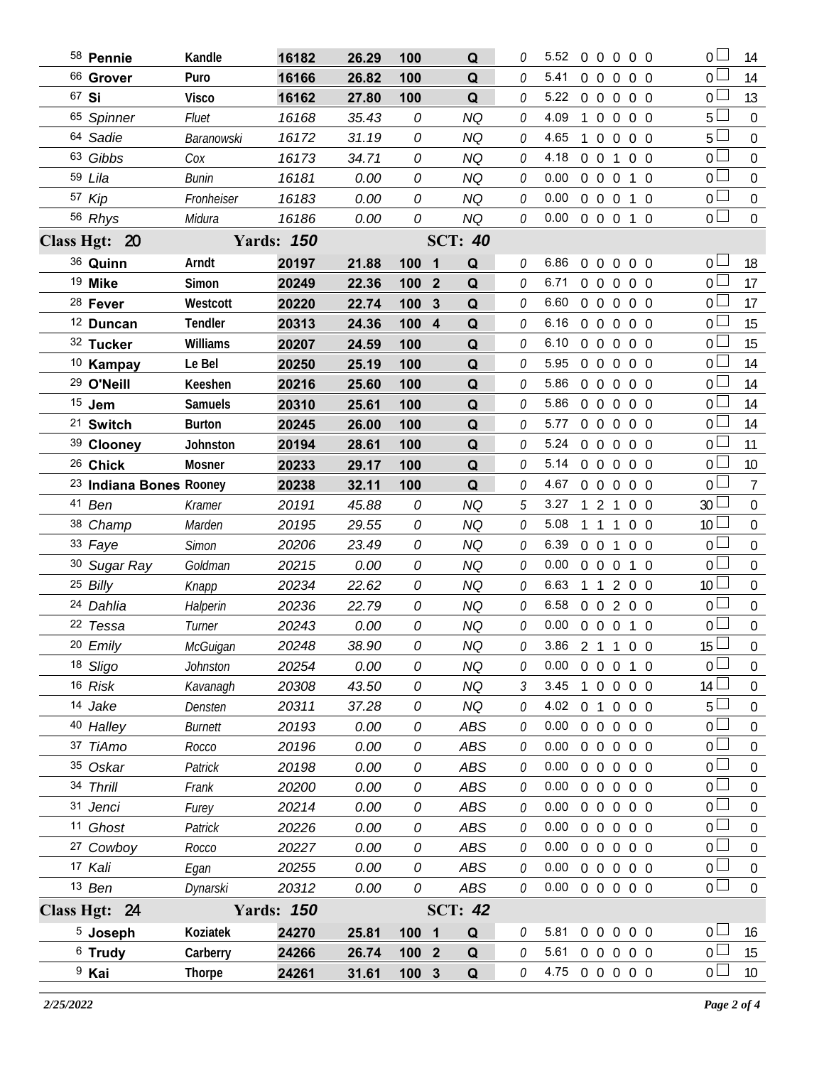| # | Dog | Handler | Armband | Time | Score | Place | Q/NQ | Time Faults | YPS | R | S | W | T | F | Total Faults | Pts |
|---|---|---|---|---|---|---|---|---|---|---|---|---|---|---|---|---|
| 58 | **Pennie** | **Kandle** | **16182** | **26.29** | **100** | | **Q** | 0 | 5.52 | 0 | 0 | 0 | 0 | 0 | 0 | 14 |
| 66 | **Grover** | **Puro** | **16166** | **26.82** | **100** | | **Q** | 0 | 5.41 | 0 | 0 | 0 | 0 | 0 | 0 | 14 |
| 67 | **Si** | **Visco** | **16162** | **27.80** | **100** | | **Q** | 0 | 5.22 | 0 | 0 | 0 | 0 | 0 | 0 | 13 |
| 65 | *Spinner* | *Fluet* | *16168* | *35.43* | *0* | | *NQ* | 0 | 4.09 | 1 | 0 | 0 | 0 | 0 | 5 | 0 |
| 64 | *Sadie* | *Baranowski* | *16172* | *31.19* | *0* | | *NQ* | 0 | 4.65 | 1 | 0 | 0 | 0 | 0 | 5 | 0 |
| 63 | *Gibbs* | *Cox* | *16173* | *34.71* | *0* | | *NQ* | 0 | 4.18 | 0 | 0 | 1 | 0 | 0 | 0 | 0 |
| 59 | *Lila* | *Bunin* | *16181* | *0.00* | *0* | | *NQ* | 0 | 0.00 | 0 | 0 | 0 | 1 | 0 | 0 | 0 |
| 57 | *Kip* | *Fronheiser* | *16183* | *0.00* | *0* | | *NQ* | 0 | 0.00 | 0 | 0 | 0 | 1 | 0 | 0 | 0 |
| 56 | *Rhys* | *Midura* | *16186* | *0.00* | *0* | | *NQ* | 0 | 0.00 | 0 | 0 | 0 | 1 | 0 | 0 | 0 |
| **Class Hgt: 20** | | **Yards: 150** | | | | | **SCT: 40** | | | | | | | | | |
| 36 | **Quinn** | **Arndt** | **20197** | **21.88** | **100** | **1** | **Q** | 0 | 6.86 | 0 | 0 | 0 | 0 | 0 | 0 | 18 |
| 19 | **Mike** | **Simon** | **20249** | **22.36** | **100** | **2** | **Q** | 0 | 6.71 | 0 | 0 | 0 | 0 | 0 | 0 | 17 |
| 28 | **Fever** | **Westcott** | **20220** | **22.74** | **100** | **3** | **Q** | 0 | 6.60 | 0 | 0 | 0 | 0 | 0 | 0 | 17 |
| 12 | **Duncan** | **Tendler** | **20313** | **24.36** | **100** | **4** | **Q** | 0 | 6.16 | 0 | 0 | 0 | 0 | 0 | 0 | 15 |
| 32 | **Tucker** | **Williams** | **20207** | **24.59** | **100** | | **Q** | 0 | 6.10 | 0 | 0 | 0 | 0 | 0 | 0 | 15 |
| 10 | **Kampay** | **Le Bel** | **20250** | **25.19** | **100** | | **Q** | 0 | 5.95 | 0 | 0 | 0 | 0 | 0 | 0 | 14 |
| 29 | **O'Neill** | **Keeshen** | **20216** | **25.60** | **100** | | **Q** | 0 | 5.86 | 0 | 0 | 0 | 0 | 0 | 0 | 14 |
| 15 | **Jem** | **Samuels** | **20310** | **25.61** | **100** | | **Q** | 0 | 5.86 | 0 | 0 | 0 | 0 | 0 | 0 | 14 |
| 21 | **Switch** | **Burton** | **20245** | **26.00** | **100** | | **Q** | 0 | 5.77 | 0 | 0 | 0 | 0 | 0 | 0 | 14 |
| 39 | **Clooney** | **Johnston** | **20194** | **28.61** | **100** | | **Q** | 0 | 5.24 | 0 | 0 | 0 | 0 | 0 | 0 | 11 |
| 26 | **Chick** | **Mosner** | **20233** | **29.17** | **100** | | **Q** | 0 | 5.14 | 0 | 0 | 0 | 0 | 0 | 0 | 10 |
| 23 | **Indiana Bones** | **Rooney** | **20238** | **32.11** | **100** | | **Q** | 0 | 4.67 | 0 | 0 | 0 | 0 | 0 | 0 | 7 |
| 41 | *Ben* | *Kramer* | *20191* | *45.88* | *0* | | *NQ* | 5 | 3.27 | 1 | 2 | 1 | 0 | 0 | 30 | 0 |
| 38 | *Champ* | *Marden* | *20195* | *29.55* | *0* | | *NQ* | 0 | 5.08 | 1 | 1 | 1 | 0 | 0 | 10 | 0 |
| 33 | *Faye* | *Simon* | *20206* | *23.49* | *0* | | *NQ* | 0 | 6.39 | 0 | 0 | 1 | 0 | 0 | 0 | 0 |
| 30 | *Sugar Ray* | *Goldman* | *20215* | *0.00* | *0* | | *NQ* | 0 | 0.00 | 0 | 0 | 0 | 1 | 0 | 0 | 0 |
| 25 | *Billy* | *Knapp* | *20234* | *22.62* | *0* | | *NQ* | 0 | 6.63 | 1 | 1 | 2 | 0 | 0 | 10 | 0 |
| 24 | *Dahlia* | *Halperin* | *20236* | *22.79* | *0* | | *NQ* | 0 | 6.58 | 0 | 0 | 2 | 0 | 0 | 0 | 0 |
| 22 | *Tessa* | *Turner* | *20243* | *0.00* | *0* | | *NQ* | 0 | 0.00 | 0 | 0 | 0 | 1 | 0 | 0 | 0 |
| 20 | *Emily* | *McGuigan* | *20248* | *38.90* | *0* | | *NQ* | 0 | 3.86 | 2 | 1 | 1 | 0 | 0 | 15 | 0 |
| 18 | *Sligo* | *Johnston* | *20254* | *0.00* | *0* | | *NQ* | 0 | 0.00 | 0 | 0 | 0 | 1 | 0 | 0 | 0 |
| 16 | *Risk* | *Kavanagh* | *20308* | *43.50* | *0* | | *NQ* | 3 | 3.45 | 1 | 0 | 0 | 0 | 0 | 14 | 0 |
| 14 | *Jake* | *Densten* | *20311* | *37.28* | *0* | | *NQ* | 0 | 4.02 | 0 | 1 | 0 | 0 | 0 | 5 | 0 |
| 40 | *Halley* | *Burnett* | *20193* | *0.00* | *0* | | *ABS* | 0 | 0.00 | 0 | 0 | 0 | 0 | 0 | 0 | 0 |
| 37 | *TiAmo* | *Rocco* | *20196* | *0.00* | *0* | | *ABS* | 0 | 0.00 | 0 | 0 | 0 | 0 | 0 | 0 | 0 |
| 35 | *Oskar* | *Patrick* | *20198* | *0.00* | *0* | | *ABS* | 0 | 0.00 | 0 | 0 | 0 | 0 | 0 | 0 | 0 |
| 34 | *Thrill* | *Frank* | *20200* | *0.00* | *0* | | *ABS* | 0 | 0.00 | 0 | 0 | 0 | 0 | 0 | 0 | 0 |
| 31 | *Jenci* | *Furey* | *20214* | *0.00* | *0* | | *ABS* | 0 | 0.00 | 0 | 0 | 0 | 0 | 0 | 0 | 0 |
| 11 | *Ghost* | *Patrick* | *20226* | *0.00* | *0* | | *ABS* | 0 | 0.00 | 0 | 0 | 0 | 0 | 0 | 0 | 0 |
| 27 | *Cowboy* | *Rocco* | *20227* | *0.00* | *0* | | *ABS* | 0 | 0.00 | 0 | 0 | 0 | 0 | 0 | 0 | 0 |
| 17 | *Kali* | *Egan* | *20255* | *0.00* | *0* | | *ABS* | 0 | 0.00 | 0 | 0 | 0 | 0 | 0 | 0 | 0 |
| 13 | *Ben* | *Dynarski* | *20312* | *0.00* | *0* | | *ABS* | 0 | 0.00 | 0 | 0 | 0 | 0 | 0 | 0 | 0 |
| **Class Hgt: 24** | | **Yards: 150** | | | | | **SCT: 42** | | | | | | | | | |
| 5 | **Joseph** | **Koziatek** | **24270** | **25.81** | **100** | **1** | **Q** | 0 | 5.81 | 0 | 0 | 0 | 0 | 0 | 0 | 16 |
| 6 | **Trudy** | **Carberry** | **24266** | **26.74** | **100** | **2** | **Q** | 0 | 5.61 | 0 | 0 | 0 | 0 | 0 | 0 | 15 |
| 9 | **Kai** | **Thorpe** | **24261** | **31.61** | **100** | **3** | **Q** | 0 | 4.75 | 0 | 0 | 0 | 0 | 0 | 0 | 10 |

*2/25/2022*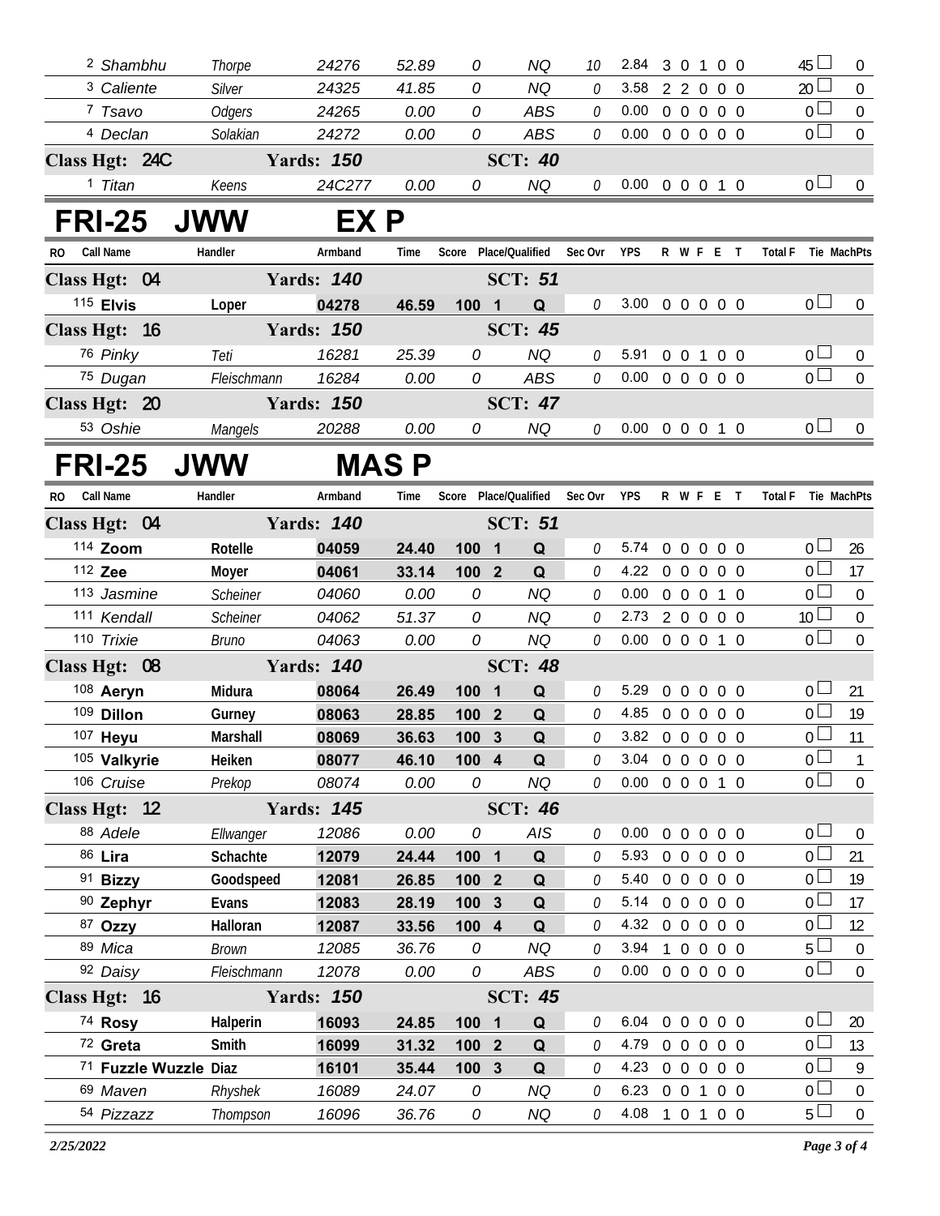| RO | Call Name | Handler | Armband | Time | Score | Place/Qualified | | Sec Ovr | YPS | R | W | F | E | T | Total F | Tie | MachPts |
|---|---|---|---|---|---|---|---|---|---|---|---|---|---|---|---|---|---|
| 2 | *Shambhu* | *Thorpe* | *24276* | *52.89* | *0* | | *NQ* | *10* | 2.84 | 3 | 0 | 1 | 0 | 0 | 45 | ☐ | 0 |
| 3 | *Caliente* | *Silver* | *24325* | *41.85* | *0* | | *NQ* | *0* | 3.58 | 2 | 2 | 0 | 0 | 0 | 20 | ☐ | 0 |
| 7 | *Tsavo* | *Odgers* | *24265* | *0.00* | *0* | | *ABS* | *0* | 0.00 | 0 | 0 | 0 | 0 | 0 | 0 | ☐ | 0 |
| 4 | *Declan* | *Solakian* | *24272* | *0.00* | *0* | | *ABS* | *0* | 0.00 | 0 | 0 | 0 | 0 | 0 | 0 | ☐ | 0 |
| **Class Hgt: 24C** | | **Yards: 150** | | | | **SCT: 40** | | | | | | | | | | | |
| 1 | *Titan* | *Keens* | *24C277* | *0.00* | *0* | | *NQ* | *0* | 0.00 | 0 | 0 | 0 | 1 | 0 | 0 | ☐ | 0 |

## FRI-25 JWW EX P

| RO | Call Name | Handler | Armband | Time | Score | Place/Qualified | | Sec Ovr | YPS | R | W | F | E | T | Total F | Tie | MachPts |
|---|---|---|---|---|---|---|---|---|---|---|---|---|---|---|---|---|---|
| **Class Hgt: 04** | | **Yards: 140** | | | | **SCT: 51** | | | | | | | | | | | |
| 115 | **Elvis** | **Loper** | **04278** | **46.59** | **100** | **1** | **Q** | *0* | 3.00 | 0 | 0 | 0 | 0 | 0 | 0 | ☐ | 0 |
| **Class Hgt: 16** | | **Yards: 150** | | | | **SCT: 45** | | | | | | | | | | | |
| 76 | *Pinky* | *Teti* | *16281* | *25.39* | *0* | | *NQ* | *0* | 5.91 | 0 | 0 | 1 | 0 | 0 | 0 | ☐ | 0 |
| 75 | *Dugan* | *Fleischmann* | *16284* | *0.00* | *0* | | *ABS* | *0* | 0.00 | 0 | 0 | 0 | 0 | 0 | 0 | ☐ | 0 |
| **Class Hgt: 20** | | **Yards: 150** | | | | **SCT: 47** | | | | | | | | | | | |
| 53 | *Oshie* | *Mangels* | *20288* | *0.00* | *0* | | *NQ* | *0* | 0.00 | 0 | 0 | 0 | 1 | 0 | 0 | ☐ | 0 |

## FRI-25 JWW MAS P

| RO | Call Name | Handler | Armband | Time | Score | Place/Qualified | | Sec Ovr | YPS | R | W | F | E | T | Total F | Tie | MachPts |
|---|---|---|---|---|---|---|---|---|---|---|---|---|---|---|---|---|---|
| **Class Hgt: 04** | | **Yards: 140** | | | | **SCT: 51** | | | | | | | | | | | |
| 114 | **Zoom** | **Rotelle** | **04059** | **24.40** | **100** | **1** | **Q** | *0* | 5.74 | 0 | 0 | 0 | 0 | 0 | 0 | ☐ | 26 |
| 112 | **Zee** | **Moyer** | **04061** | **33.14** | **100** | **2** | **Q** | *0* | 4.22 | 0 | 0 | 0 | 0 | 0 | 0 | ☐ | 17 |
| 113 | *Jasmine* | *Scheiner* | *04060* | *0.00* | *0* | | *NQ* | *0* | 0.00 | 0 | 0 | 0 | 1 | 0 | 0 | ☐ | 0 |
| 111 | *Kendall* | *Scheiner* | *04062* | *51.37* | *0* | | *NQ* | *0* | 2.73 | 2 | 0 | 0 | 0 | 0 | 10 | ☐ | 0 |
| 110 | *Trixie* | *Bruno* | *04063* | *0.00* | *0* | | *NQ* | *0* | 0.00 | 0 | 0 | 0 | 1 | 0 | 0 | ☐ | 0 |
| **Class Hgt: 08** | | **Yards: 140** | | | | **SCT: 48** | | | | | | | | | | | |
| 108 | **Aeryn** | **Midura** | **08064** | **26.49** | **100** | **1** | **Q** | *0* | 5.29 | 0 | 0 | 0 | 0 | 0 | 0 | ☐ | 21 |
| 109 | **Dillon** | **Gurney** | **08063** | **28.85** | **100** | **2** | **Q** | *0* | 4.85 | 0 | 0 | 0 | 0 | 0 | 0 | ☐ | 19 |
| 107 | **Heyu** | **Marshall** | **08069** | **36.63** | **100** | **3** | **Q** | *0* | 3.82 | 0 | 0 | 0 | 0 | 0 | 0 | ☐ | 11 |
| 105 | **Valkyrie** | **Heiken** | **08077** | **46.10** | **100** | **4** | **Q** | *0* | 3.04 | 0 | 0 | 0 | 0 | 0 | 0 | ☐ | 1 |
| 106 | *Cruise* | *Prekop* | *08074* | *0.00* | *0* | | *NQ* | *0* | 0.00 | 0 | 0 | 0 | 1 | 0 | 0 | ☐ | 0 |
| **Class Hgt: 12** | | **Yards: 145** | | | | **SCT: 46** | | | | | | | | | | | |
| 88 | *Adele* | *Ellwanger* | *12086* | *0.00* | *0* | | *AIS* | *0* | 0.00 | 0 | 0 | 0 | 0 | 0 | 0 | ☐ | 0 |
| 86 | **Lira** | **Schachte** | **12079** | **24.44** | **100** | **1** | **Q** | *0* | 5.93 | 0 | 0 | 0 | 0 | 0 | 0 | ☐ | 21 |
| 91 | **Bizzy** | **Goodspeed** | **12081** | **26.85** | **100** | **2** | **Q** | *0* | 5.40 | 0 | 0 | 0 | 0 | 0 | 0 | ☐ | 19 |
| 90 | **Zephyr** | **Evans** | **12083** | **28.19** | **100** | **3** | **Q** | *0* | 5.14 | 0 | 0 | 0 | 0 | 0 | 0 | ☐ | 17 |
| 87 | **Ozzy** | **Halloran** | **12087** | **33.56** | **100** | **4** | **Q** | *0* | 4.32 | 0 | 0 | 0 | 0 | 0 | 0 | ☐ | 12 |
| 89 | *Mica* | *Brown* | *12085* | *36.76* | *0* | | *NQ* | *0* | 3.94 | 1 | 0 | 0 | 0 | 0 | 5 | ☐ | 0 |
| 92 | *Daisy* | *Fleischmann* | *12078* | *0.00* | *0* | | *ABS* | *0* | 0.00 | 0 | 0 | 0 | 0 | 0 | 0 | ☐ | 0 |
| **Class Hgt: 16** | | **Yards: 150** | | | | **SCT: 45** | | | | | | | | | | | |
| 74 | **Rosy** | **Halperin** | **16093** | **24.85** | **100** | **1** | **Q** | *0* | 6.04 | 0 | 0 | 0 | 0 | 0 | 0 | ☐ | 20 |
| 72 | **Greta** | **Smith** | **16099** | **31.32** | **100** | **2** | **Q** | *0* | 4.79 | 0 | 0 | 0 | 0 | 0 | 0 | ☐ | 13 |
| 71 | **Fuzzle Wuzzle** | **Diaz** | **16101** | **35.44** | **100** | **3** | **Q** | *0* | 4.23 | 0 | 0 | 0 | 0 | 0 | 0 | ☐ | 9 |
| 69 | *Maven* | *Rhyshek* | *16089* | *24.07* | *0* | | *NQ* | *0* | 6.23 | 0 | 0 | 1 | 0 | 0 | 0 | ☐ | 0 |
| 54 | *Pizzazz* | *Thompson* | *16096* | *36.76* | *0* | | *NQ* | *0* | 4.08 | 1 | 0 | 1 | 0 | 0 | 5 | ☐ | 0 |

*2/25/2022*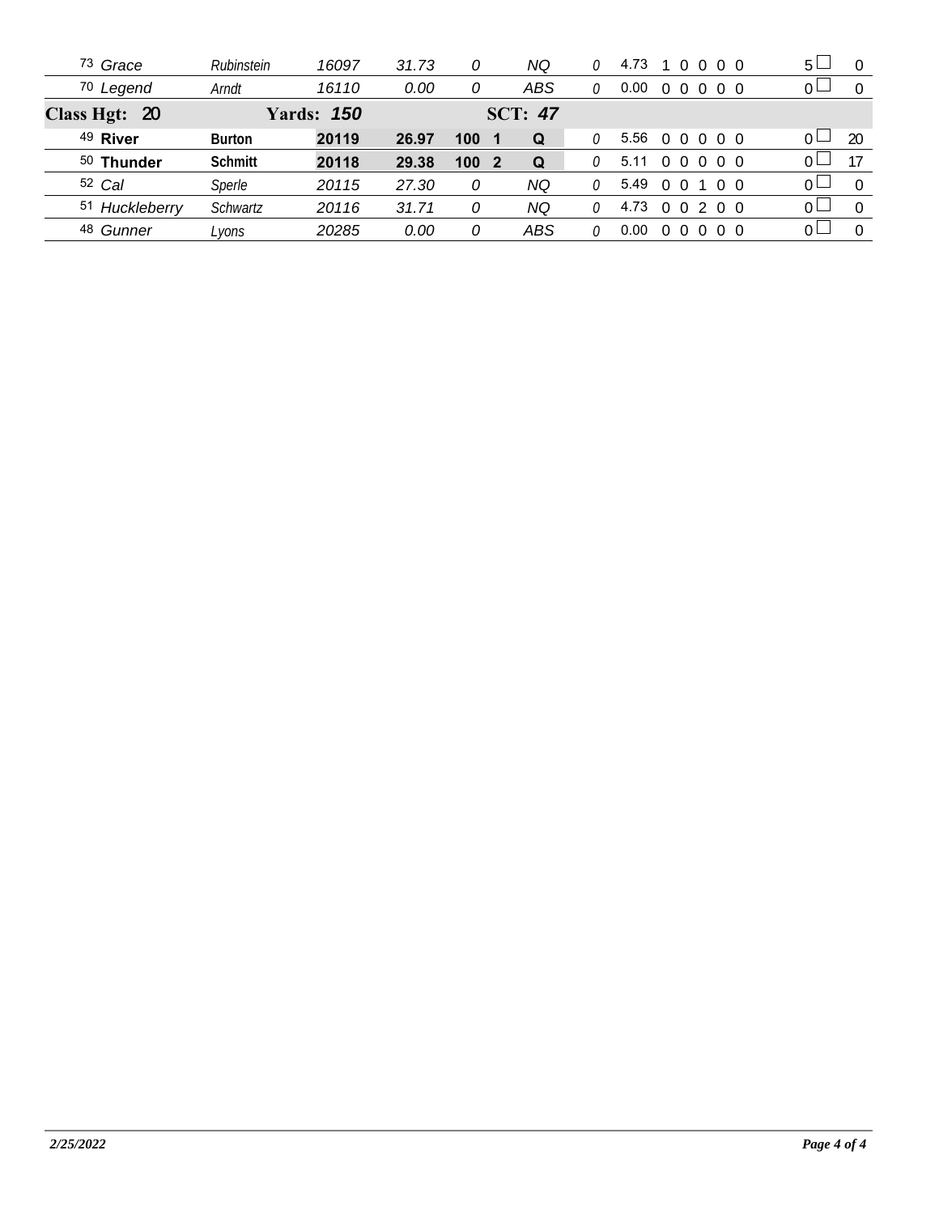| | | | | | | | | | | | | | | | | |
|---|---|---|---|---|---|---|---|---|---|---|---|---|---|---|---|---|
| 73 *Grace* | *Rubinstein* | *16097* | *31.73* | *0* | | *NQ* | *0* | 4.73 | 1 | 0 | 0 | 0 | 0 | 5 | ☐ | 0 |
| 70 *Legend* | *Arndt* | *16110* | *0.00* | *0* | | *ABS* | *0* | 0.00 | 0 | 0 | 0 | 0 | 0 | 0 | ☐ | 0 |
| **Class Hgt: 20** | | **Yards: 150** | | | | **SCT: 47** | | | | | | | | | | |
| 49 **River** | **Burton** | **20119** | **26.97** | **100** | **1** | **Q** | *0* | 5.56 | 0 | 0 | 0 | 0 | 0 | 0 | ☐ | 20 |
| 50 **Thunder** | **Schmitt** | **20118** | **29.38** | **100** | **2** | **Q** | *0* | 5.11 | 0 | 0 | 0 | 0 | 0 | 0 | ☐ | 17 |
| 52 *Cal* | *Sperle* | *20115* | *27.30* | *0* | | *NQ* | *0* | 5.49 | 0 | 0 | 1 | 0 | 0 | 0 | ☐ | 0 |
| 51 *Huckleberry* | *Schwartz* | *20116* | *31.71* | *0* | | *NQ* | *0* | 4.73 | 0 | 0 | 2 | 0 | 0 | 0 | ☐ | 0 |
| 48 *Gunner* | *Lyons* | *20285* | *0.00* | *0* | | *ABS* | *0* | 0.00 | 0 | 0 | 0 | 0 | 0 | 0 | ☐ | 0 |

*2/25/2022*